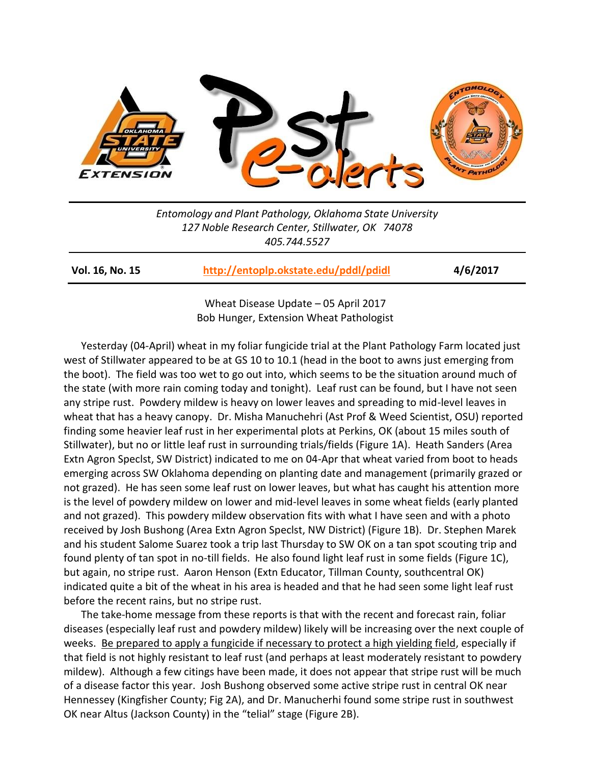Entomology and Plant Pathology, Oklahoma State University
127 Noble Research Center, Stillwater, OK 74078
405.744.5527

**Vol. 16, No. 15** | **http://entoplp.okstate.edu/pddl/pdidl** | **4/6/2017**

Wheat Disease Update – 05 April 2017
Bob Hunger, Extension Wheat Pathologist

Yesterday (04-April) wheat in my foliar fungicide trial at the Plant Pathology Farm located just west of Stillwater appeared to be at GS 10 to 10.1 (head in the boot to awns just emerging from the boot). The field was too wet to go out into, which seems to be the situation around much of the state (with more rain coming today and tonight). Leaf rust can be found, but I have not seen any stripe rust. Powdery mildew is heavy on lower leaves and spreading to mid-level leaves in wheat that has a heavy canopy. Dr. Misha Manuchehri (Ast Prof & Weed Scientist, OSU) reported finding some heavier leaf rust in her experimental plots at Perkins, OK (about 15 miles south of Stillwater), but no or little leaf rust in surrounding trials/fields (Figure 1A). Heath Sanders (Area Extn Agron Speclst, SW District) indicated to me on 04-Apr that wheat varied from boot to heads emerging across SW Oklahoma depending on planting date and management (primarily grazed or not grazed). He has seen some leaf rust on lower leaves, but what has caught his attention more is the level of powdery mildew on lower and mid-level leaves in some wheat fields (early planted and not grazed). This powdery mildew observation fits with what I have seen and with a photo received by Josh Bushong (Area Extn Agron Speclst, NW District) (Figure 1B). Dr. Stephen Marek and his student Salome Suarez took a trip last Thursday to SW OK on a tan spot scouting trip and found plenty of tan spot in no-till fields. He also found light leaf rust in some fields (Figure 1C), but again, no stripe rust. Aaron Henson (Extn Educator, Tillman County, southcentral OK) indicated quite a bit of the wheat in his area is headed and that he had seen some light leaf rust before the recent rains, but no stripe rust.

The take-home message from these reports is that with the recent and forecast rain, foliar diseases (especially leaf rust and powdery mildew) likely will be increasing over the next couple of weeks. Be prepared to apply a fungicide if necessary to protect a high yielding field, especially if that field is not highly resistant to leaf rust (and perhaps at least moderately resistant to powdery mildew). Although a few citings have been made, it does not appear that stripe rust will be much of a disease factor this year. Josh Bushong observed some active stripe rust in central OK near Hennessey (Kingfisher County; Fig 2A), and Dr. Manucherhi found some stripe rust in southwest OK near Altus (Jackson County) in the "telial" stage (Figure 2B).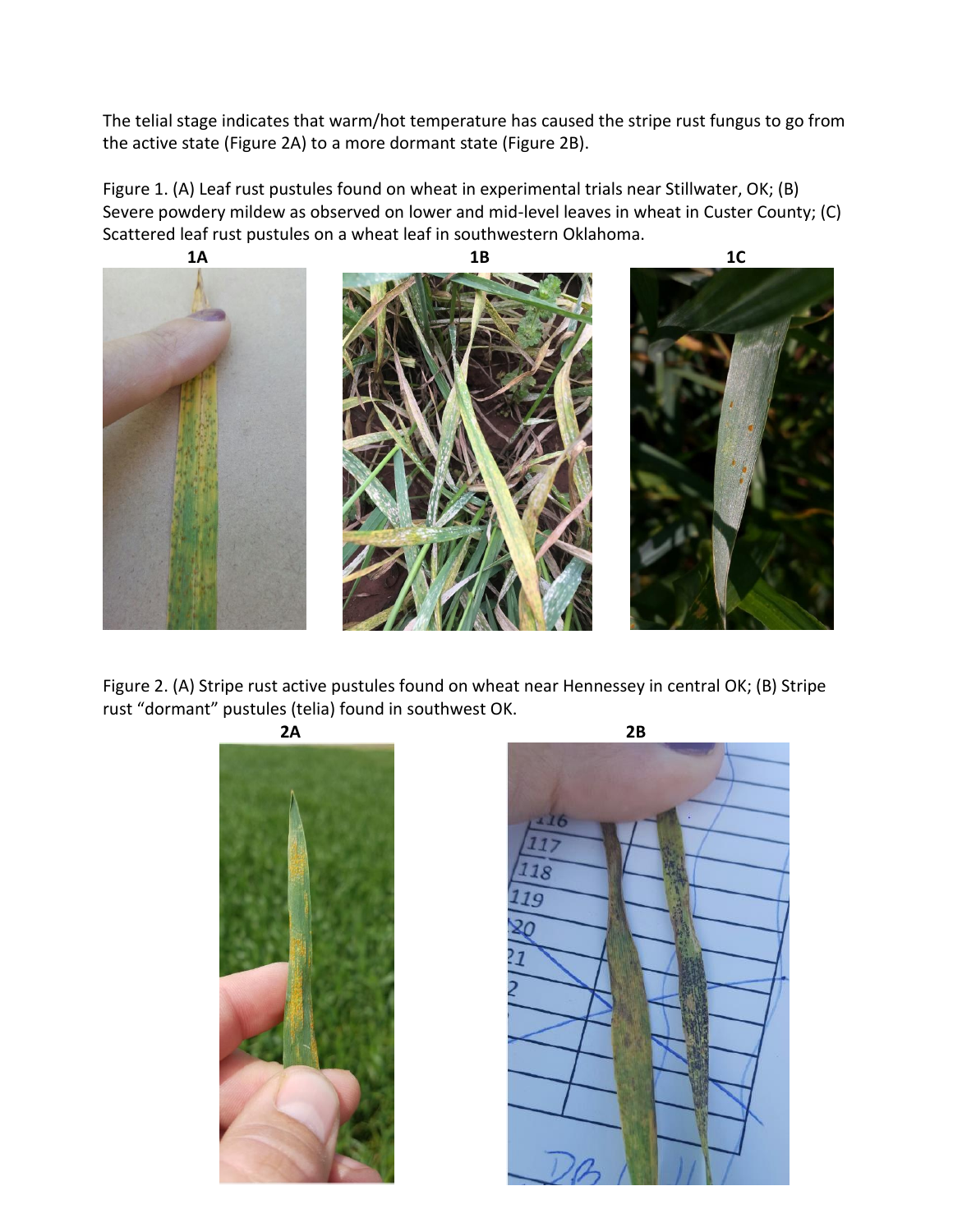The telial stage indicates that warm/hot temperature has caused the stripe rust fungus to go from the active state (Figure 2A) to a more dormant state (Figure 2B).

Figure 1. (A) Leaf rust pustules found on wheat in experimental trials near Stillwater, OK; (B) Severe powdery mildew as observed on lower and mid-level leaves in wheat in Custer County; (C) Scattered leaf rust pustules on a wheat leaf in southwestern Oklahoma.

**1A** **1B** **1C**

Figure 2. (A) Stripe rust active pustules found on wheat near Hennessey in central OK; (B) Stripe rust "dormant" pustules (telia) found in southwest OK.

**2A** **2B**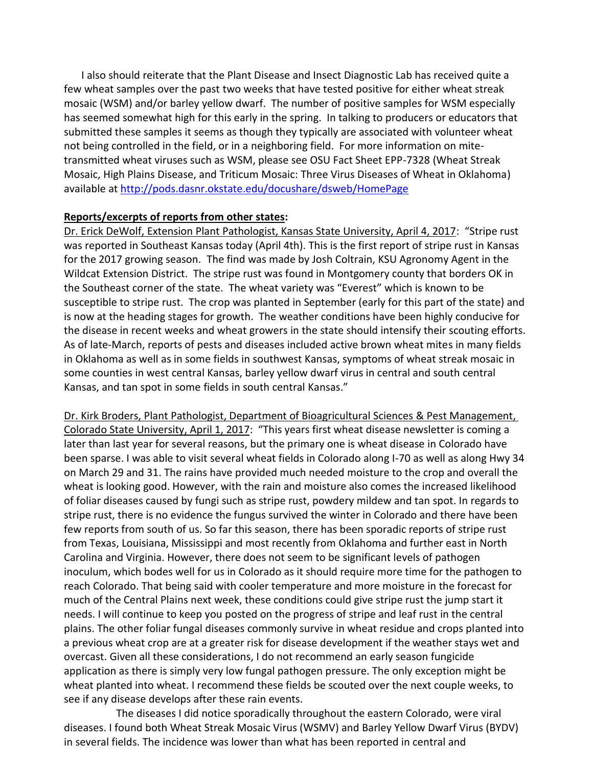I also should reiterate that the Plant Disease and Insect Diagnostic Lab has received quite a few wheat samples over the past two weeks that have tested positive for either wheat streak mosaic (WSM) and/or barley yellow dwarf. The number of positive samples for WSM especially has seemed somewhat high for this early in the spring. In talking to producers or educators that submitted these samples it seems as though they typically are associated with volunteer wheat not being controlled in the field, or in a neighboring field. For more information on mite-transmitted wheat viruses such as WSM, please see OSU Fact Sheet EPP-7328 (Wheat Streak Mosaic, High Plains Disease, and Triticum Mosaic: Three Virus Diseases of Wheat in Oklahoma) available at [http://pods.dasnr.okstate.edu/docushare/dsweb/HomePage](http://pods.dasnr.okstate.edu/docushare/dsweb/HomePage)

**Reports/excerpts of reports from other states:**

Dr. Erick DeWolf, Extension Plant Pathologist, Kansas State University, April 4, 2017: "Stripe rust was reported in Southeast Kansas today (April 4th). This is the first report of stripe rust in Kansas for the 2017 growing season. The find was made by Josh Coltrain, KSU Agronomy Agent in the Wildcat Extension District. The stripe rust was found in Montgomery county that borders OK in the Southeast corner of the state. The wheat variety was "Everest" which is known to be susceptible to stripe rust. The crop was planted in September (early for this part of the state) and is now at the heading stages for growth. The weather conditions have been highly conducive for the disease in recent weeks and wheat growers in the state should intensify their scouting efforts. As of late-March, reports of pests and diseases included active brown wheat mites in many fields in Oklahoma as well as in some fields in southwest Kansas, symptoms of wheat streak mosaic in some counties in west central Kansas, barley yellow dwarf virus in central and south central Kansas, and tan spot in some fields in south central Kansas."

Dr. Kirk Broders, Plant Pathologist, Department of Bioagricultural Sciences & Pest Management, Colorado State University, April 1, 2017: "This years first wheat disease newsletter is coming a later than last year for several reasons, but the primary one is wheat disease in Colorado have been sparse. I was able to visit several wheat fields in Colorado along I-70 as well as along Hwy 34 on March 29 and 31. The rains have provided much needed moisture to the crop and overall the wheat is looking good. However, with the rain and moisture also comes the increased likelihood of foliar diseases caused by fungi such as stripe rust, powdery mildew and tan spot. In regards to stripe rust, there is no evidence the fungus survived the winter in Colorado and there have been few reports from south of us. So far this season, there has been sporadic reports of stripe rust from Texas, Louisiana, Mississippi and most recently from Oklahoma and further east in North Carolina and Virginia. However, there does not seem to be significant levels of pathogen inoculum, which bodes well for us in Colorado as it should require more time for the pathogen to reach Colorado. That being said with cooler temperature and more moisture in the forecast for much of the Central Plains next week, these conditions could give stripe rust the jump start it needs. I will continue to keep you posted on the progress of stripe and leaf rust in the central plains. The other foliar fungal diseases commonly survive in wheat residue and crops planted into a previous wheat crop are at a greater risk for disease development if the weather stays wet and overcast. Given all these considerations, I do not recommend an early season fungicide application as there is simply very low fungal pathogen pressure. The only exception might be wheat planted into wheat. I recommend these fields be scouted over the next couple weeks, to see if any disease develops after these rain events.

The diseases I did notice sporadically throughout the eastern Colorado, were viral diseases. I found both Wheat Streak Mosaic Virus (WSMV) and Barley Yellow Dwarf Virus (BYDV) in several fields. The incidence was lower than what has been reported in central and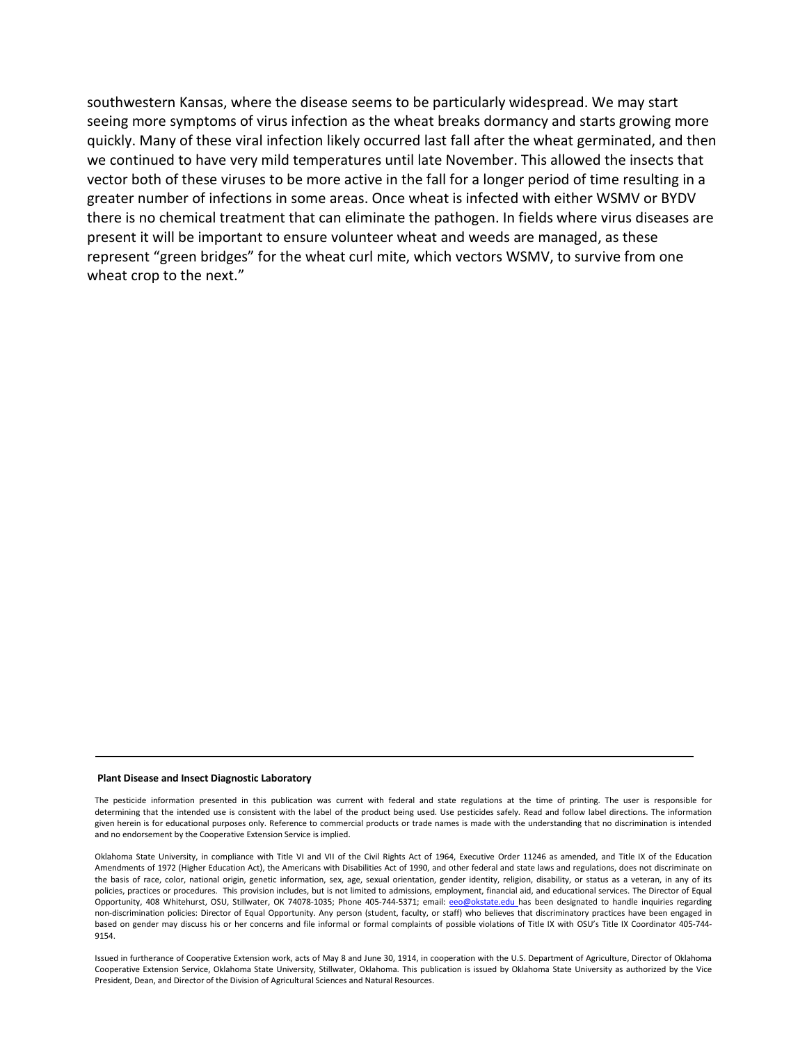southwestern Kansas, where the disease seems to be particularly widespread. We may start seeing more symptoms of virus infection as the wheat breaks dormancy and starts growing more quickly. Many of these viral infection likely occurred last fall after the wheat germinated, and then we continued to have very mild temperatures until late November. This allowed the insects that vector both of these viruses to be more active in the fall for a longer period of time resulting in a greater number of infections in some areas. Once wheat is infected with either WSMV or BYDV there is no chemical treatment that can eliminate the pathogen. In fields where virus diseases are present it will be important to ensure volunteer wheat and weeds are managed, as these represent "green bridges" for the wheat curl mite, which vectors WSMV, to survive from one wheat crop to the next."

---

**Plant Disease and Insect Diagnostic Laboratory**

The pesticide information presented in this publication was current with federal and state regulations at the time of printing. The user is responsible for determining that the intended use is consistent with the label of the product being used. Use pesticides safely. Read and follow label directions. The information given herein is for educational purposes only. Reference to commercial products or trade names is made with the understanding that no discrimination is intended and no endorsement by the Cooperative Extension Service is implied.

Oklahoma State University, in compliance with Title VI and VII of the Civil Rights Act of 1964, Executive Order 11246 as amended, and Title IX of the Education Amendments of 1972 (Higher Education Act), the Americans with Disabilities Act of 1990, and other federal and state laws and regulations, does not discriminate on the basis of race, color, national origin, genetic information, sex, age, sexual orientation, gender identity, religion, disability, or status as a veteran, in any of its policies, practices or procedures. This provision includes, but is not limited to admissions, employment, financial aid, and educational services. The Director of Equal Opportunity, 408 Whitehurst, OSU, Stillwater, OK 74078-1035; Phone 405-744-5371; email: eeo@okstate.edu has been designated to handle inquiries regarding non-discrimination policies: Director of Equal Opportunity. Any person (student, faculty, or staff) who believes that discriminatory practices have been engaged in based on gender may discuss his or her concerns and file informal or formal complaints of possible violations of Title IX with OSU's Title IX Coordinator 405-744-9154.

Issued in furtherance of Cooperative Extension work, acts of May 8 and June 30, 1914, in cooperation with the U.S. Department of Agriculture, Director of Oklahoma Cooperative Extension Service, Oklahoma State University, Stillwater, Oklahoma. This publication is issued by Oklahoma State University as authorized by the Vice President, Dean, and Director of the Division of Agricultural Sciences and Natural Resources.